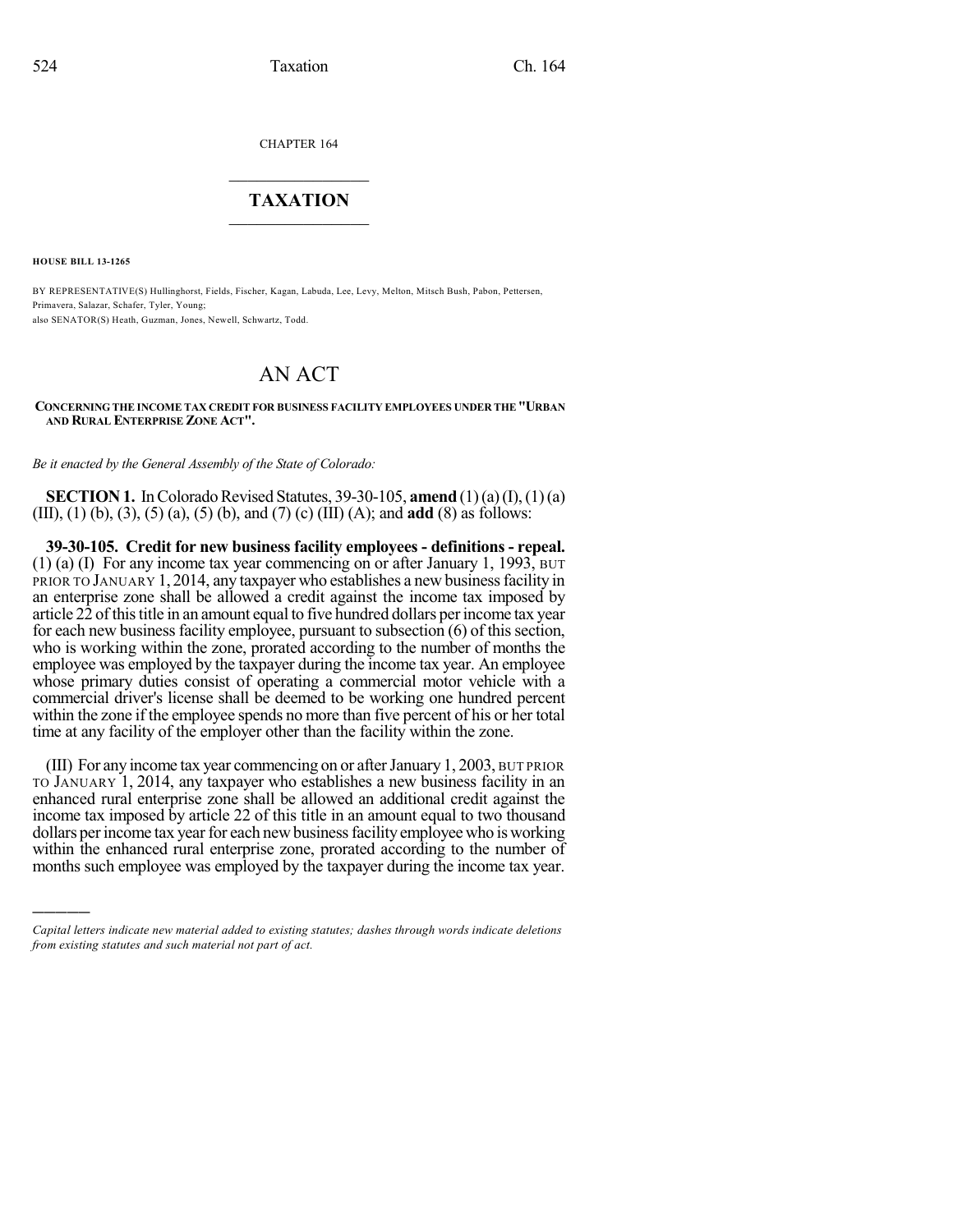CHAPTER 164

# TAXATION

**HOUSE BILL 13-1265**

BY REPRESENTATIVE(S) Hullinghorst, Fields, Fischer, Kagan, Labuda, Lee, Levy, Melton, Mitsch Bush, Pabon, Pettersen, Primavera, Salazar, Schafer, Tyler, Young;
also SENATOR(S) Heath, Guzman, Jones, Newell, Schwartz, Todd.

# AN ACT

**CONCERNING THE INCOME TAX CREDIT FOR BUSINESS FACILITY EMPLOYEES UNDER THE "URBAN AND RURAL ENTERPRISE ZONE ACT".**

*Be it enacted by the General Assembly of the State of Colorado:*

**SECTION 1.** In Colorado Revised Statutes, 39-30-105, **amend** (1) (a) (I), (1) (a) (III), (1) (b), (3), (5) (a), (5) (b), and (7) (c) (III) (A); and **add** (8) as follows:

**39-30-105. Credit for new business facility employees - definitions - repeal.** (1) (a) (I) For any income tax year commencing on or after January 1, 1993, BUT PRIOR TO JANUARY 1, 2014, any taxpayer who establishes a new business facility in an enterprise zone shall be allowed a credit against the income tax imposed by article 22 of this title in an amount equal to five hundred dollars per income tax year for each new business facility employee, pursuant to subsection (6) of this section, who is working within the zone, prorated according to the number of months the employee was employed by the taxpayer during the income tax year. An employee whose primary duties consist of operating a commercial motor vehicle with a commercial driver's license shall be deemed to be working one hundred percent within the zone if the employee spends no more than five percent of his or her total time at any facility of the employer other than the facility within the zone.

(III) For any income tax year commencing on or after January 1, 2003, BUT PRIOR TO JANUARY 1, 2014, any taxpayer who establishes a new business facility in an enhanced rural enterprise zone shall be allowed an additional credit against the income tax imposed by article 22 of this title in an amount equal to two thousand dollars per income tax year for each new business facility employee who is working within the enhanced rural enterprise zone, prorated according to the number of months such employee was employed by the taxpayer during the income tax year.

---

*Capital letters indicate new material added to existing statutes; dashes through words indicate deletions from existing statutes and such material not part of act.*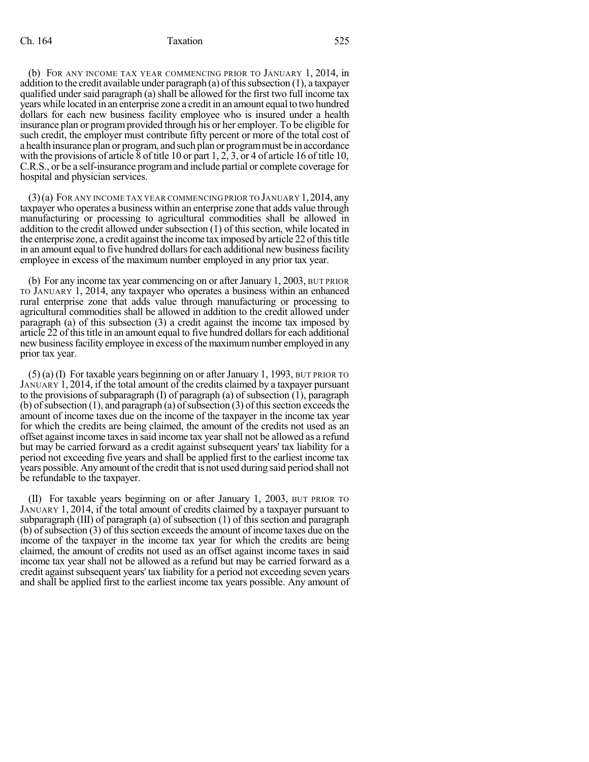(b) FOR ANY INCOME TAX YEAR COMMENCING PRIOR TO JANUARY 1, 2014, in addition to the credit available under paragraph (a) of this subsection (1), a taxpayer qualified under said paragraph (a) shall be allowed for the first two full income tax years while located in an enterprise zone a credit in an amount equal to two hundred dollars for each new business facility employee who is insured under a health insurance plan or program provided through his or her employer. To be eligible for such credit, the employer must contribute fifty percent or more of the total cost of a health insurance plan or program, and such plan or program must be in accordance with the provisions of article 8 of title 10 or part 1, 2, 3, or 4 of article 16 of title 10, C.R.S., or be a self-insurance program and include partial or complete coverage for hospital and physician services.

(3) (a) FOR ANY INCOME TAX YEAR COMMENCING PRIOR TO JANUARY 1, 2014, any taxpayer who operates a business within an enterprise zone that adds value through manufacturing or processing to agricultural commodities shall be allowed in addition to the credit allowed under subsection (1) of this section, while located in the enterprise zone, a credit against the income tax imposed by article 22 of this title in an amount equal to five hundred dollars for each additional new business facility employee in excess of the maximum number employed in any prior tax year.

(b) For any income tax year commencing on or after January 1, 2003, BUT PRIOR TO JANUARY 1, 2014, any taxpayer who operates a business within an enhanced rural enterprise zone that adds value through manufacturing or processing to agricultural commodities shall be allowed in addition to the credit allowed under paragraph (a) of this subsection (3) a credit against the income tax imposed by article 22 of this title in an amount equal to five hundred dollars for each additional new business facility employee in excess of the maximum number employed in any prior tax year.

(5) (a) (I) For taxable years beginning on or after January 1, 1993, BUT PRIOR TO JANUARY 1, 2014, if the total amount of the credits claimed by a taxpayer pursuant to the provisions of subparagraph (I) of paragraph (a) of subsection (1), paragraph (b) of subsection (1), and paragraph (a) of subsection (3) of this section exceeds the amount of income taxes due on the income of the taxpayer in the income tax year for which the credits are being claimed, the amount of the credits not used as an offset against income taxes in said income tax year shall not be allowed as a refund but may be carried forward as a credit against subsequent years' tax liability for a period not exceeding five years and shall be applied first to the earliest income tax years possible. Any amount of the credit that is not used during said period shall not be refundable to the taxpayer.

(II) For taxable years beginning on or after January 1, 2003, BUT PRIOR TO JANUARY 1, 2014, if the total amount of credits claimed by a taxpayer pursuant to subparagraph (III) of paragraph (a) of subsection (1) of this section and paragraph (b) of subsection (3) of this section exceeds the amount of income taxes due on the income of the taxpayer in the income tax year for which the credits are being claimed, the amount of credits not used as an offset against income taxes in said income tax year shall not be allowed as a refund but may be carried forward as a credit against subsequent years' tax liability for a period not exceeding seven years and shall be applied first to the earliest income tax years possible. Any amount of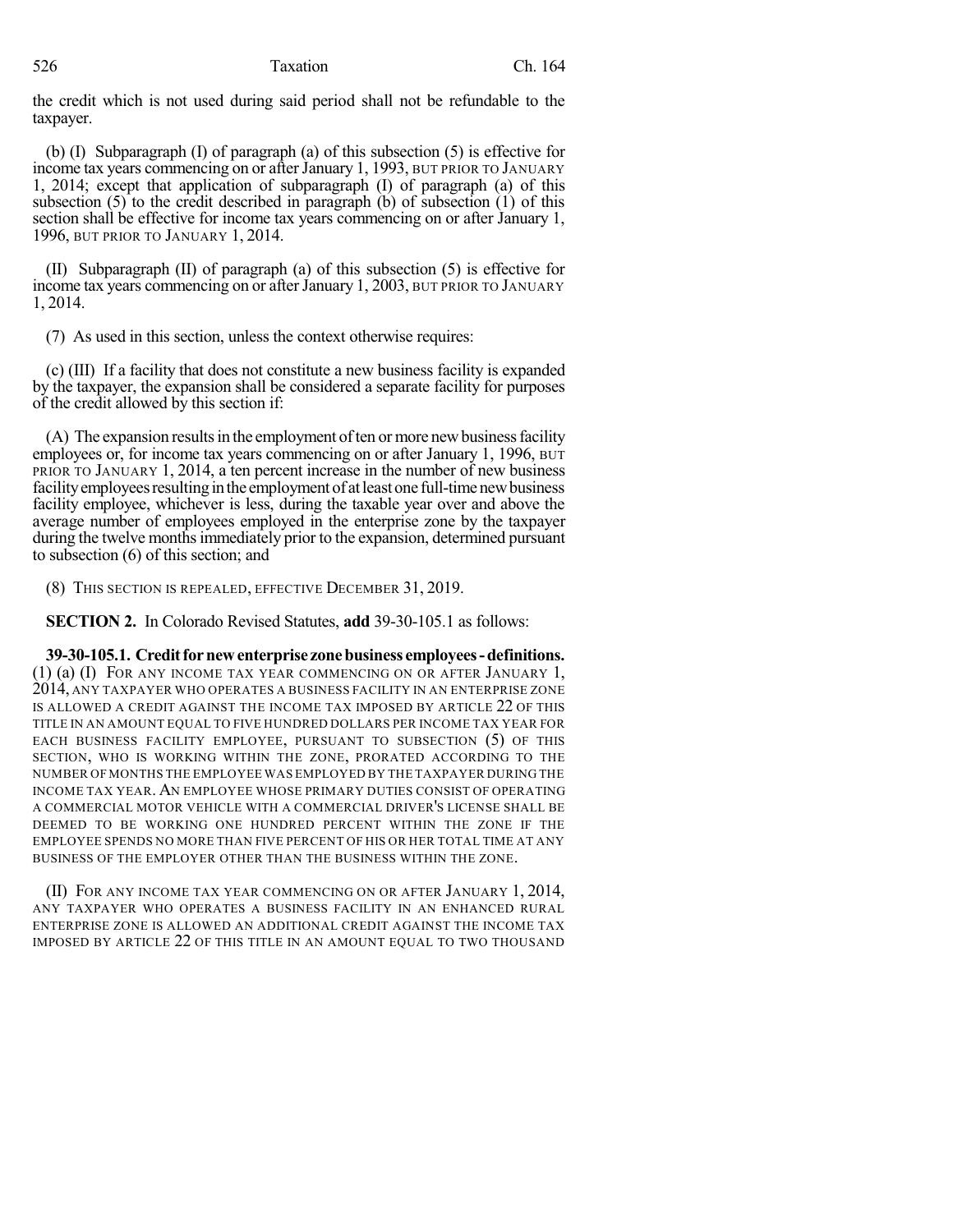the credit which is not used during said period shall not be refundable to the taxpayer.

(b) (I) Subparagraph (I) of paragraph (a) of this subsection (5) is effective for income tax years commencing on or after January 1, 1993, BUT PRIOR TO JANUARY 1, 2014; except that application of subparagraph (I) of paragraph (a) of this subsection (5) to the credit described in paragraph (b) of subsection (1) of this section shall be effective for income tax years commencing on or after January 1, 1996, BUT PRIOR TO JANUARY 1, 2014.

(II) Subparagraph (II) of paragraph (a) of this subsection (5) is effective for income tax years commencing on or after January 1, 2003, BUT PRIOR TO JANUARY 1, 2014.

(7) As used in this section, unless the context otherwise requires:

(c) (III) If a facility that does not constitute a new business facility is expanded by the taxpayer, the expansion shall be considered a separate facility for purposes of the credit allowed by this section if:

(A) The expansion results in the employment of ten or more new business facility employees or, for income tax years commencing on or after January 1, 1996, BUT PRIOR TO JANUARY 1, 2014, a ten percent increase in the number of new business facility employees resulting in the employment of at least one full-time new business facility employee, whichever is less, during the taxable year over and above the average number of employees employed in the enterprise zone by the taxpayer during the twelve months immediately prior to the expansion, determined pursuant to subsection (6) of this section; and

(8) THIS SECTION IS REPEALED, EFFECTIVE DECEMBER 31, 2019.

**SECTION 2.** In Colorado Revised Statutes, **add** 39-30-105.1 as follows:

**39-30-105.1. Credit for new enterprise zone business employees - definitions.** (1) (a) (I) FOR ANY INCOME TAX YEAR COMMENCING ON OR AFTER JANUARY 1, 2014, ANY TAXPAYER WHO OPERATES A BUSINESS FACILITY IN AN ENTERPRISE ZONE IS ALLOWED A CREDIT AGAINST THE INCOME TAX IMPOSED BY ARTICLE 22 OF THIS TITLE IN AN AMOUNT EQUAL TO FIVE HUNDRED DOLLARS PER INCOME TAX YEAR FOR EACH BUSINESS FACILITY EMPLOYEE, PURSUANT TO SUBSECTION (5) OF THIS SECTION, WHO IS WORKING WITHIN THE ZONE, PRORATED ACCORDING TO THE NUMBER OF MONTHS THE EMPLOYEE WAS EMPLOYED BY THE TAXPAYER DURING THE INCOME TAX YEAR. AN EMPLOYEE WHOSE PRIMARY DUTIES CONSIST OF OPERATING A COMMERCIAL MOTOR VEHICLE WITH A COMMERCIAL DRIVER'S LICENSE SHALL BE DEEMED TO BE WORKING ONE HUNDRED PERCENT WITHIN THE ZONE IF THE EMPLOYEE SPENDS NO MORE THAN FIVE PERCENT OF HIS OR HER TOTAL TIME AT ANY BUSINESS OF THE EMPLOYER OTHER THAN THE BUSINESS WITHIN THE ZONE.

(II) FOR ANY INCOME TAX YEAR COMMENCING ON OR AFTER JANUARY 1, 2014, ANY TAXPAYER WHO OPERATES A BUSINESS FACILITY IN AN ENHANCED RURAL ENTERPRISE ZONE IS ALLOWED AN ADDITIONAL CREDIT AGAINST THE INCOME TAX IMPOSED BY ARTICLE 22 OF THIS TITLE IN AN AMOUNT EQUAL TO TWO THOUSAND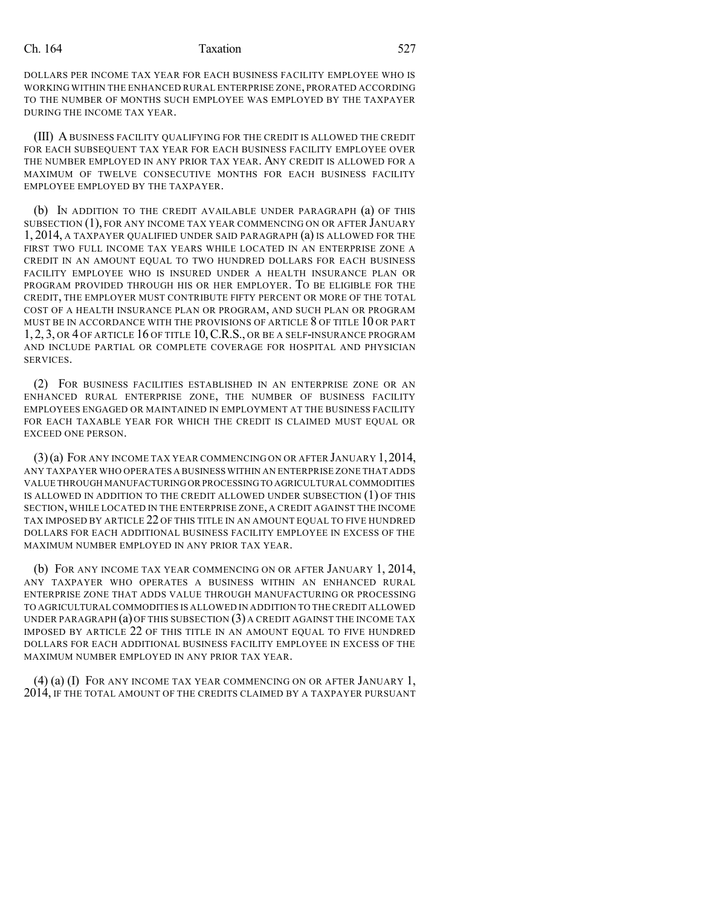DOLLARS PER INCOME TAX YEAR FOR EACH BUSINESS FACILITY EMPLOYEE WHO IS WORKING WITHIN THE ENHANCED RURAL ENTERPRISE ZONE, PRORATED ACCORDING TO THE NUMBER OF MONTHS SUCH EMPLOYEE WAS EMPLOYED BY THE TAXPAYER DURING THE INCOME TAX YEAR.

(III) A BUSINESS FACILITY QUALIFYING FOR THE CREDIT IS ALLOWED THE CREDIT FOR EACH SUBSEQUENT TAX YEAR FOR EACH BUSINESS FACILITY EMPLOYEE OVER THE NUMBER EMPLOYED IN ANY PRIOR TAX YEAR. ANY CREDIT IS ALLOWED FOR A MAXIMUM OF TWELVE CONSECUTIVE MONTHS FOR EACH BUSINESS FACILITY EMPLOYEE EMPLOYED BY THE TAXPAYER.

(b) IN ADDITION TO THE CREDIT AVAILABLE UNDER PARAGRAPH (a) OF THIS SUBSECTION (1), FOR ANY INCOME TAX YEAR COMMENCING ON OR AFTER JANUARY 1, 2014, A TAXPAYER QUALIFIED UNDER SAID PARAGRAPH (a) IS ALLOWED FOR THE FIRST TWO FULL INCOME TAX YEARS WHILE LOCATED IN AN ENTERPRISE ZONE A CREDIT IN AN AMOUNT EQUAL TO TWO HUNDRED DOLLARS FOR EACH BUSINESS FACILITY EMPLOYEE WHO IS INSURED UNDER A HEALTH INSURANCE PLAN OR PROGRAM PROVIDED THROUGH HIS OR HER EMPLOYER. TO BE ELIGIBLE FOR THE CREDIT, THE EMPLOYER MUST CONTRIBUTE FIFTY PERCENT OR MORE OF THE TOTAL COST OF A HEALTH INSURANCE PLAN OR PROGRAM, AND SUCH PLAN OR PROGRAM MUST BE IN ACCORDANCE WITH THE PROVISIONS OF ARTICLE 8 OF TITLE 10 OR PART 1, 2, 3, OR 4 OF ARTICLE 16 OF TITLE 10, C.R.S., OR BE A SELF-INSURANCE PROGRAM AND INCLUDE PARTIAL OR COMPLETE COVERAGE FOR HOSPITAL AND PHYSICIAN SERVICES.

(2) FOR BUSINESS FACILITIES ESTABLISHED IN AN ENTERPRISE ZONE OR AN ENHANCED RURAL ENTERPRISE ZONE, THE NUMBER OF BUSINESS FACILITY EMPLOYEES ENGAGED OR MAINTAINED IN EMPLOYMENT AT THE BUSINESS FACILITY FOR EACH TAXABLE YEAR FOR WHICH THE CREDIT IS CLAIMED MUST EQUAL OR EXCEED ONE PERSON.

(3) (a) FOR ANY INCOME TAX YEAR COMMENCING ON OR AFTER JANUARY 1, 2014, ANY TAXPAYER WHO OPERATES A BUSINESS WITHIN AN ENTERPRISE ZONE THAT ADDS VALUE THROUGH MANUFACTURING OR PROCESSING TO AGRICULTURAL COMMODITIES IS ALLOWED IN ADDITION TO THE CREDIT ALLOWED UNDER SUBSECTION (1) OF THIS SECTION, WHILE LOCATED IN THE ENTERPRISE ZONE, A CREDIT AGAINST THE INCOME TAX IMPOSED BY ARTICLE 22 OF THIS TITLE IN AN AMOUNT EQUAL TO FIVE HUNDRED DOLLARS FOR EACH ADDITIONAL BUSINESS FACILITY EMPLOYEE IN EXCESS OF THE MAXIMUM NUMBER EMPLOYED IN ANY PRIOR TAX YEAR.

(b) FOR ANY INCOME TAX YEAR COMMENCING ON OR AFTER JANUARY 1, 2014, ANY TAXPAYER WHO OPERATES A BUSINESS WITHIN AN ENHANCED RURAL ENTERPRISE ZONE THAT ADDS VALUE THROUGH MANUFACTURING OR PROCESSING TO AGRICULTURAL COMMODITIES IS ALLOWED IN ADDITION TO THE CREDIT ALLOWED UNDER PARAGRAPH (a) OF THIS SUBSECTION (3) A CREDIT AGAINST THE INCOME TAX IMPOSED BY ARTICLE 22 OF THIS TITLE IN AN AMOUNT EQUAL TO FIVE HUNDRED DOLLARS FOR EACH ADDITIONAL BUSINESS FACILITY EMPLOYEE IN EXCESS OF THE MAXIMUM NUMBER EMPLOYED IN ANY PRIOR TAX YEAR.

(4) (a) (I) FOR ANY INCOME TAX YEAR COMMENCING ON OR AFTER JANUARY 1, 2014, IF THE TOTAL AMOUNT OF THE CREDITS CLAIMED BY A TAXPAYER PURSUANT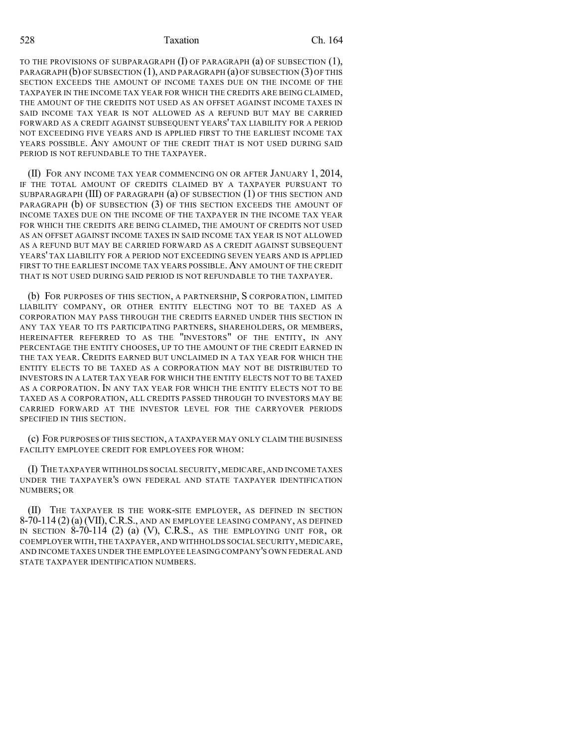TO THE PROVISIONS OF SUBPARAGRAPH (I) OF PARAGRAPH (a) OF SUBSECTION (1), PARAGRAPH (b) OF SUBSECTION (1), AND PARAGRAPH (a) OF SUBSECTION (3) OF THIS SECTION EXCEEDS THE AMOUNT OF INCOME TAXES DUE ON THE INCOME OF THE TAXPAYER IN THE INCOME TAX YEAR FOR WHICH THE CREDITS ARE BEING CLAIMED, THE AMOUNT OF THE CREDITS NOT USED AS AN OFFSET AGAINST INCOME TAXES IN SAID INCOME TAX YEAR IS NOT ALLOWED AS A REFUND BUT MAY BE CARRIED FORWARD AS A CREDIT AGAINST SUBSEQUENT YEARS' TAX LIABILITY FOR A PERIOD NOT EXCEEDING FIVE YEARS AND IS APPLIED FIRST TO THE EARLIEST INCOME TAX YEARS POSSIBLE. ANY AMOUNT OF THE CREDIT THAT IS NOT USED DURING SAID PERIOD IS NOT REFUNDABLE TO THE TAXPAYER.

(II) FOR ANY INCOME TAX YEAR COMMENCING ON OR AFTER JANUARY 1, 2014, IF THE TOTAL AMOUNT OF CREDITS CLAIMED BY A TAXPAYER PURSUANT TO SUBPARAGRAPH (III) OF PARAGRAPH (a) OF SUBSECTION (1) OF THIS SECTION AND PARAGRAPH (b) OF SUBSECTION (3) OF THIS SECTION EXCEEDS THE AMOUNT OF INCOME TAXES DUE ON THE INCOME OF THE TAXPAYER IN THE INCOME TAX YEAR FOR WHICH THE CREDITS ARE BEING CLAIMED, THE AMOUNT OF CREDITS NOT USED AS AN OFFSET AGAINST INCOME TAXES IN SAID INCOME TAX YEAR IS NOT ALLOWED AS A REFUND BUT MAY BE CARRIED FORWARD AS A CREDIT AGAINST SUBSEQUENT YEARS' TAX LIABILITY FOR A PERIOD NOT EXCEEDING SEVEN YEARS AND IS APPLIED FIRST TO THE EARLIEST INCOME TAX YEARS POSSIBLE. ANY AMOUNT OF THE CREDIT THAT IS NOT USED DURING SAID PERIOD IS NOT REFUNDABLE TO THE TAXPAYER.

(b) FOR PURPOSES OF THIS SECTION, A PARTNERSHIP, S CORPORATION, LIMITED LIABILITY COMPANY, OR OTHER ENTITY ELECTING NOT TO BE TAXED AS A CORPORATION MAY PASS THROUGH THE CREDITS EARNED UNDER THIS SECTION IN ANY TAX YEAR TO ITS PARTICIPATING PARTNERS, SHAREHOLDERS, OR MEMBERS, HEREINAFTER REFERRED TO AS THE "INVESTORS" OF THE ENTITY, IN ANY PERCENTAGE THE ENTITY CHOOSES, UP TO THE AMOUNT OF THE CREDIT EARNED IN THE TAX YEAR. CREDITS EARNED BUT UNCLAIMED IN A TAX YEAR FOR WHICH THE ENTITY ELECTS TO BE TAXED AS A CORPORATION MAY NOT BE DISTRIBUTED TO INVESTORS IN A LATER TAX YEAR FOR WHICH THE ENTITY ELECTS NOT TO BE TAXED AS A CORPORATION. IN ANY TAX YEAR FOR WHICH THE ENTITY ELECTS NOT TO BE TAXED AS A CORPORATION, ALL CREDITS PASSED THROUGH TO INVESTORS MAY BE CARRIED FORWARD AT THE INVESTOR LEVEL FOR THE CARRYOVER PERIODS SPECIFIED IN THIS SECTION.

(c) FOR PURPOSES OF THIS SECTION, A TAXPAYER MAY ONLY CLAIM THE BUSINESS FACILITY EMPLOYEE CREDIT FOR EMPLOYEES FOR WHOM:

(I) THE TAXPAYER WITHHOLDS SOCIAL SECURITY, MEDICARE, AND INCOME TAXES UNDER THE TAXPAYER'S OWN FEDERAL AND STATE TAXPAYER IDENTIFICATION NUMBERS; OR

(II) THE TAXPAYER IS THE WORK-SITE EMPLOYER, AS DEFINED IN SECTION 8-70-114 (2) (a) (VII), C.R.S., AND AN EMPLOYEE LEASING COMPANY, AS DEFINED IN SECTION 8-70-114 (2) (a) (V), C.R.S., AS THE EMPLOYING UNIT FOR, OR COEMPLOYER WITH, THE TAXPAYER, AND WITHHOLDS SOCIAL SECURITY, MEDICARE, AND INCOME TAXES UNDER THE EMPLOYEE LEASING COMPANY'S OWN FEDERAL AND STATE TAXPAYER IDENTIFICATION NUMBERS.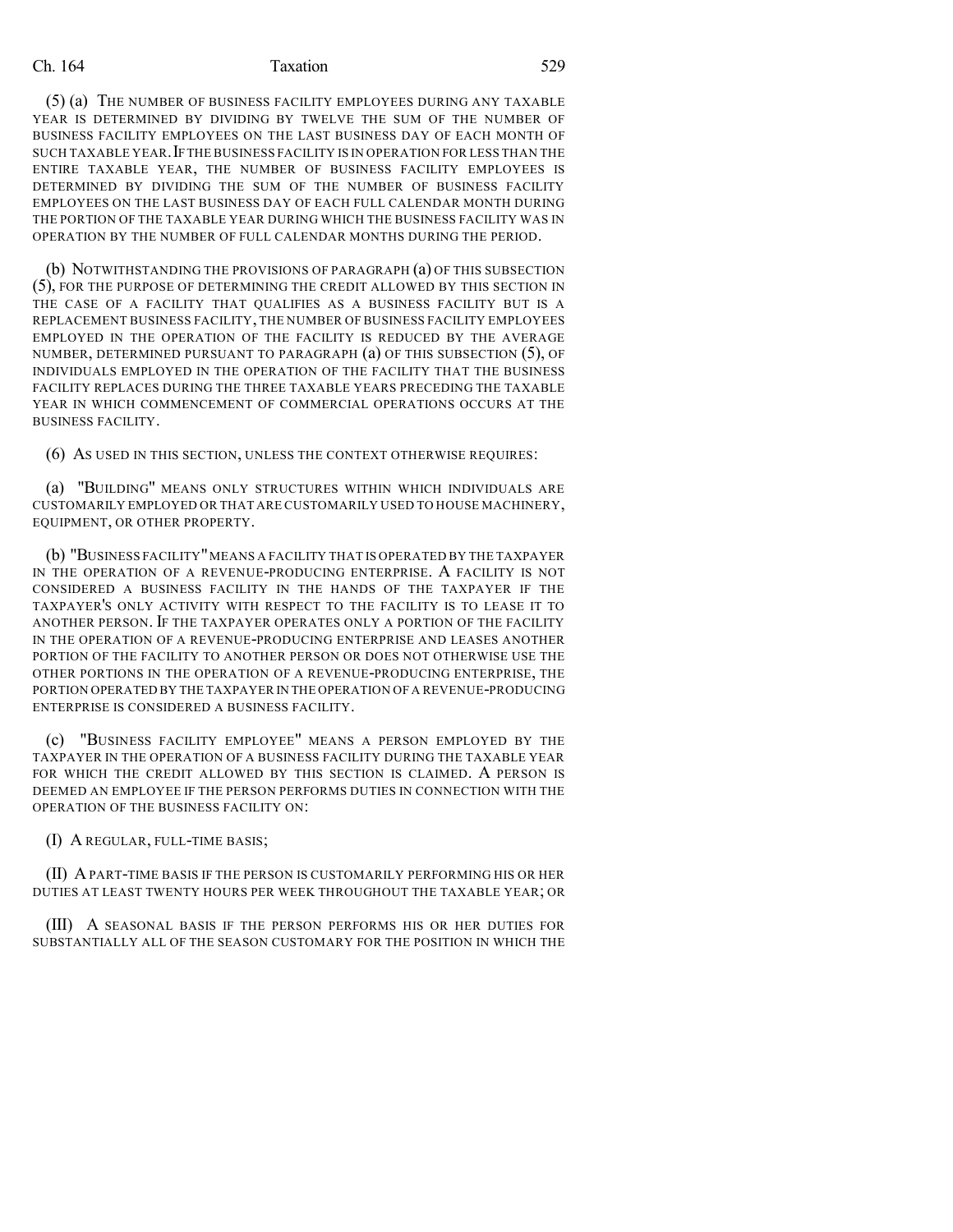(5) (a) THE NUMBER OF BUSINESS FACILITY EMPLOYEES DURING ANY TAXABLE YEAR IS DETERMINED BY DIVIDING BY TWELVE THE SUM OF THE NUMBER OF BUSINESS FACILITY EMPLOYEES ON THE LAST BUSINESS DAY OF EACH MONTH OF SUCH TAXABLE YEAR. IF THE BUSINESS FACILITY IS IN OPERATION FOR LESS THAN THE ENTIRE TAXABLE YEAR, THE NUMBER OF BUSINESS FACILITY EMPLOYEES IS DETERMINED BY DIVIDING THE SUM OF THE NUMBER OF BUSINESS FACILITY EMPLOYEES ON THE LAST BUSINESS DAY OF EACH FULL CALENDAR MONTH DURING THE PORTION OF THE TAXABLE YEAR DURING WHICH THE BUSINESS FACILITY WAS IN OPERATION BY THE NUMBER OF FULL CALENDAR MONTHS DURING THE PERIOD.

(b) NOTWITHSTANDING THE PROVISIONS OF PARAGRAPH (a) OF THIS SUBSECTION (5), FOR THE PURPOSE OF DETERMINING THE CREDIT ALLOWED BY THIS SECTION IN THE CASE OF A FACILITY THAT QUALIFIES AS A BUSINESS FACILITY BUT IS A REPLACEMENT BUSINESS FACILITY, THE NUMBER OF BUSINESS FACILITY EMPLOYEES EMPLOYED IN THE OPERATION OF THE FACILITY IS REDUCED BY THE AVERAGE NUMBER, DETERMINED PURSUANT TO PARAGRAPH (a) OF THIS SUBSECTION (5), OF INDIVIDUALS EMPLOYED IN THE OPERATION OF THE FACILITY THAT THE BUSINESS FACILITY REPLACES DURING THE THREE TAXABLE YEARS PRECEDING THE TAXABLE YEAR IN WHICH COMMENCEMENT OF COMMERCIAL OPERATIONS OCCURS AT THE BUSINESS FACILITY.

(6) AS USED IN THIS SECTION, UNLESS THE CONTEXT OTHERWISE REQUIRES:

(a) "BUILDING" MEANS ONLY STRUCTURES WITHIN WHICH INDIVIDUALS ARE CUSTOMARILY EMPLOYED OR THAT ARE CUSTOMARILY USED TO HOUSE MACHINERY, EQUIPMENT, OR OTHER PROPERTY.

(b) "BUSINESS FACILITY" MEANS A FACILITY THAT IS OPERATED BY THE TAXPAYER IN THE OPERATION OF A REVENUE-PRODUCING ENTERPRISE. A FACILITY IS NOT CONSIDERED A BUSINESS FACILITY IN THE HANDS OF THE TAXPAYER IF THE TAXPAYER'S ONLY ACTIVITY WITH RESPECT TO THE FACILITY IS TO LEASE IT TO ANOTHER PERSON. IF THE TAXPAYER OPERATES ONLY A PORTION OF THE FACILITY IN THE OPERATION OF A REVENUE-PRODUCING ENTERPRISE AND LEASES ANOTHER PORTION OF THE FACILITY TO ANOTHER PERSON OR DOES NOT OTHERWISE USE THE OTHER PORTIONS IN THE OPERATION OF A REVENUE-PRODUCING ENTERPRISE, THE PORTION OPERATED BY THE TAXPAYER IN THE OPERATION OF A REVENUE-PRODUCING ENTERPRISE IS CONSIDERED A BUSINESS FACILITY.

(c) "BUSINESS FACILITY EMPLOYEE" MEANS A PERSON EMPLOYED BY THE TAXPAYER IN THE OPERATION OF A BUSINESS FACILITY DURING THE TAXABLE YEAR FOR WHICH THE CREDIT ALLOWED BY THIS SECTION IS CLAIMED. A PERSON IS DEEMED AN EMPLOYEE IF THE PERSON PERFORMS DUTIES IN CONNECTION WITH THE OPERATION OF THE BUSINESS FACILITY ON:

(I) A REGULAR, FULL-TIME BASIS;

(II) A PART-TIME BASIS IF THE PERSON IS CUSTOMARILY PERFORMING HIS OR HER DUTIES AT LEAST TWENTY HOURS PER WEEK THROUGHOUT THE TAXABLE YEAR; OR

(III) A SEASONAL BASIS IF THE PERSON PERFORMS HIS OR HER DUTIES FOR SUBSTANTIALLY ALL OF THE SEASON CUSTOMARY FOR THE POSITION IN WHICH THE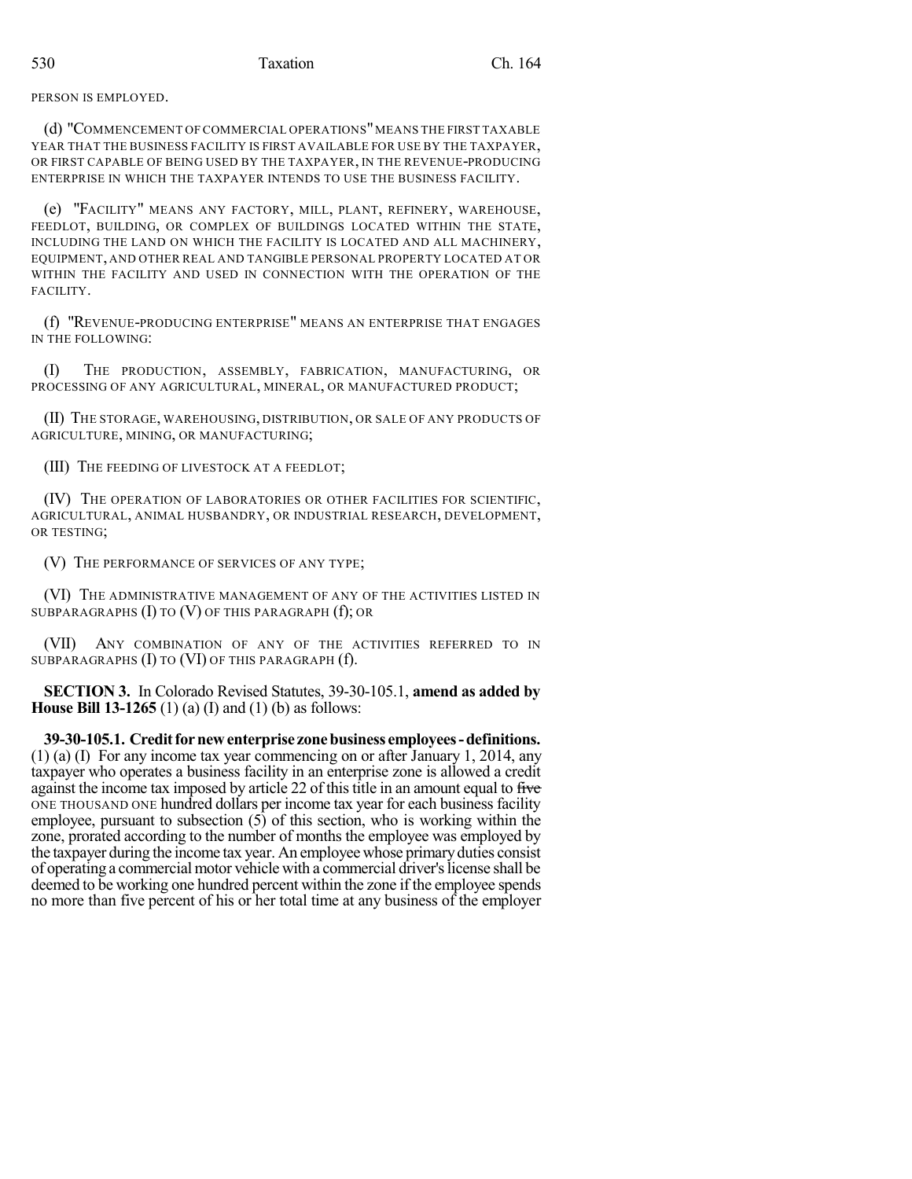PERSON IS EMPLOYED.

(d) "COMMENCEMENT OF COMMERCIAL OPERATIONS" MEANS THE FIRST TAXABLE YEAR THAT THE BUSINESS FACILITY IS FIRST AVAILABLE FOR USE BY THE TAXPAYER, OR FIRST CAPABLE OF BEING USED BY THE TAXPAYER, IN THE REVENUE-PRODUCING ENTERPRISE IN WHICH THE TAXPAYER INTENDS TO USE THE BUSINESS FACILITY.

(e) "FACILITY" MEANS ANY FACTORY, MILL, PLANT, REFINERY, WAREHOUSE, FEEDLOT, BUILDING, OR COMPLEX OF BUILDINGS LOCATED WITHIN THE STATE, INCLUDING THE LAND ON WHICH THE FACILITY IS LOCATED AND ALL MACHINERY, EQUIPMENT, AND OTHER REAL AND TANGIBLE PERSONAL PROPERTY LOCATED AT OR WITHIN THE FACILITY AND USED IN CONNECTION WITH THE OPERATION OF THE FACILITY.

(f) "REVENUE-PRODUCING ENTERPRISE" MEANS AN ENTERPRISE THAT ENGAGES IN THE FOLLOWING:

(I) THE PRODUCTION, ASSEMBLY, FABRICATION, MANUFACTURING, OR PROCESSING OF ANY AGRICULTURAL, MINERAL, OR MANUFACTURED PRODUCT;

(II) THE STORAGE, WAREHOUSING, DISTRIBUTION, OR SALE OF ANY PRODUCTS OF AGRICULTURE, MINING, OR MANUFACTURING;

(III) THE FEEDING OF LIVESTOCK AT A FEEDLOT;

(IV) THE OPERATION OF LABORATORIES OR OTHER FACILITIES FOR SCIENTIFIC, AGRICULTURAL, ANIMAL HUSBANDRY, OR INDUSTRIAL RESEARCH, DEVELOPMENT, OR TESTING;

(V) THE PERFORMANCE OF SERVICES OF ANY TYPE;

(VI) THE ADMINISTRATIVE MANAGEMENT OF ANY OF THE ACTIVITIES LISTED IN SUBPARAGRAPHS (I) TO (V) OF THIS PARAGRAPH (f); OR

(VII) ANY COMBINATION OF ANY OF THE ACTIVITIES REFERRED TO IN SUBPARAGRAPHS (I) TO (VI) OF THIS PARAGRAPH (f).

**SECTION 3.** In Colorado Revised Statutes, 39-30-105.1, **amend as added by House Bill 13-1265** (1) (a) (I) and (1) (b) as follows:

**39-30-105.1. Credit for new enterprise zone business employees - definitions.** (1) (a) (I) For any income tax year commencing on or after January 1, 2014, any taxpayer who operates a business facility in an enterprise zone is allowed a credit against the income tax imposed by article 22 of this title in an amount equal to ~~five~~ ONE THOUSAND ONE hundred dollars per income tax year for each business facility employee, pursuant to subsection (5) of this section, who is working within the zone, prorated according to the number of months the employee was employed by the taxpayer during the income tax year. An employee whose primary duties consist of operating a commercial motor vehicle with a commercial driver's license shall be deemed to be working one hundred percent within the zone if the employee spends no more than five percent of his or her total time at any business of the employer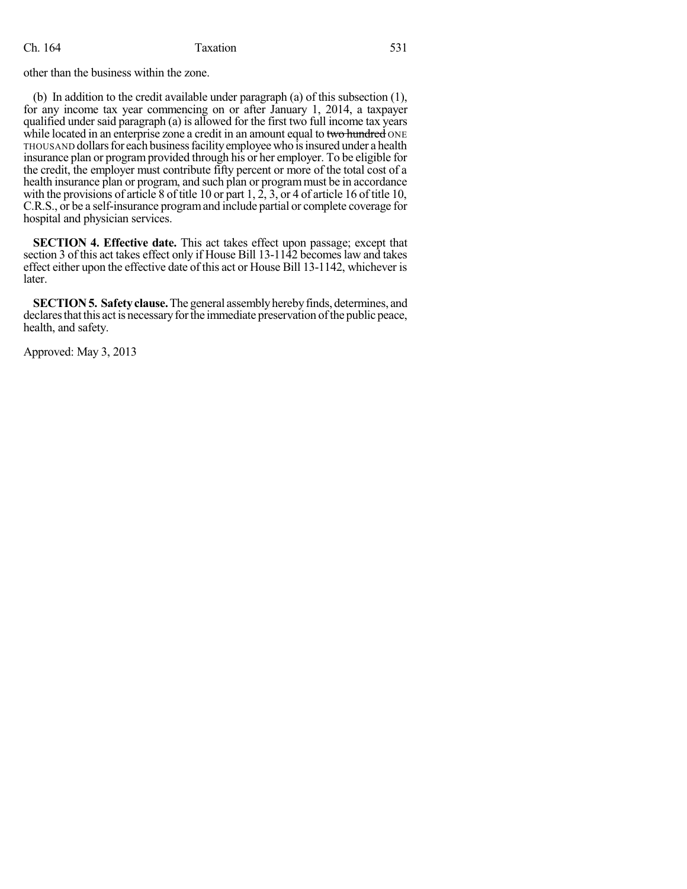other than the business within the zone.

(b) In addition to the credit available under paragraph (a) of this subsection (1), for any income tax year commencing on or after January 1, 2014, a taxpayer qualified under said paragraph (a) is allowed for the first two full income tax years while located in an enterprise zone a credit in an amount equal to ~~two hundred~~ ONE THOUSAND dollars for each business facility employee who is insured under a health insurance plan or program provided through his or her employer. To be eligible for the credit, the employer must contribute fifty percent or more of the total cost of a health insurance plan or program, and such plan or program must be in accordance with the provisions of article 8 of title 10 or part 1, 2, 3, or 4 of article 16 of title 10, C.R.S., or be a self-insurance program and include partial or complete coverage for hospital and physician services.

**SECTION 4. Effective date.** This act takes effect upon passage; except that section 3 of this act takes effect only if House Bill 13-1142 becomes law and takes effect either upon the effective date of this act or House Bill 13-1142, whichever is later.

**SECTION 5. Safety clause.** The general assembly hereby finds, determines, and declares that this act is necessary for the immediate preservation of the public peace, health, and safety.

Approved: May 3, 2013